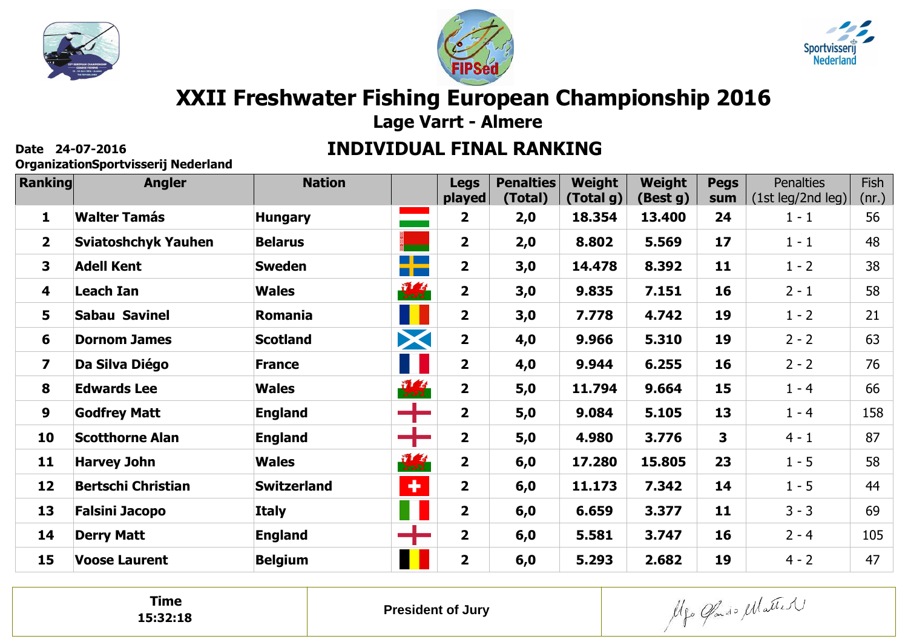# XXII Freshwater Fishing European Championship 2016

## Lage Varrt - Almere

**Date 24-07-2016**
**OrganizationSportvisserij Nederland**

## INDIVIDUAL FINAL RANKING

| Ranking | Angler | Nation | | Legs played | Penalties (Total) | Weight (Total g) | Weight (Best g) | Pegs sum | Penalties (1st leg/2nd leg) | Fish (nr.) |
|---|---|---|---|---|---|---|---|---|---|---|
| 1 | Walter Tamás | Hungary | | 2 | 2,0 | 18.354 | 13.400 | 24 | 1 - 1 | 56 |
| 2 | Sviatoshchyk Yauhen | Belarus | | 2 | 2,0 | 8.802 | 5.569 | 17 | 1 - 1 | 48 |
| 3 | Adell Kent | Sweden | | 2 | 3,0 | 14.478 | 8.392 | 11 | 1 - 2 | 38 |
| 4 | Leach Ian | Wales | | 2 | 3,0 | 9.835 | 7.151 | 16 | 2 - 1 | 58 |
| 5 | Sabau Savinel | Romania | | 2 | 3,0 | 7.778 | 4.742 | 19 | 1 - 2 | 21 |
| 6 | Dornom James | Scotland | | 2 | 4,0 | 9.966 | 5.310 | 19 | 2 - 2 | 63 |
| 7 | Da Silva Diégo | France | | 2 | 4,0 | 9.944 | 6.255 | 16 | 2 - 2 | 76 |
| 8 | Edwards Lee | Wales | | 2 | 5,0 | 11.794 | 9.664 | 15 | 1 - 4 | 66 |
| 9 | Godfrey Matt | England | | 2 | 5,0 | 9.084 | 5.105 | 13 | 1 - 4 | 158 |
| 10 | Scotthorne Alan | England | | 2 | 5,0 | 4.980 | 3.776 | 3 | 4 - 1 | 87 |
| 11 | Harvey John | Wales | | 2 | 6,0 | 17.280 | 15.805 | 23 | 1 - 5 | 58 |
| 12 | Bertschi Christian | Switzerland | | 2 | 6,0 | 11.173 | 7.342 | 14 | 1 - 5 | 44 |
| 13 | Falsini Jacopo | Italy | | 2 | 6,0 | 6.659 | 3.377 | 11 | 3 - 3 | 69 |
| 14 | Derry Matt | England | | 2 | 6,0 | 5.581 | 3.747 | 16 | 2 - 4 | 105 |
| 15 | Voose Laurent | Belgium | | 2 | 6,0 | 5.293 | 2.682 | 19 | 4 - 2 | 47 |

| Time 15:32:18 | President of Jury | |
|---|---|---|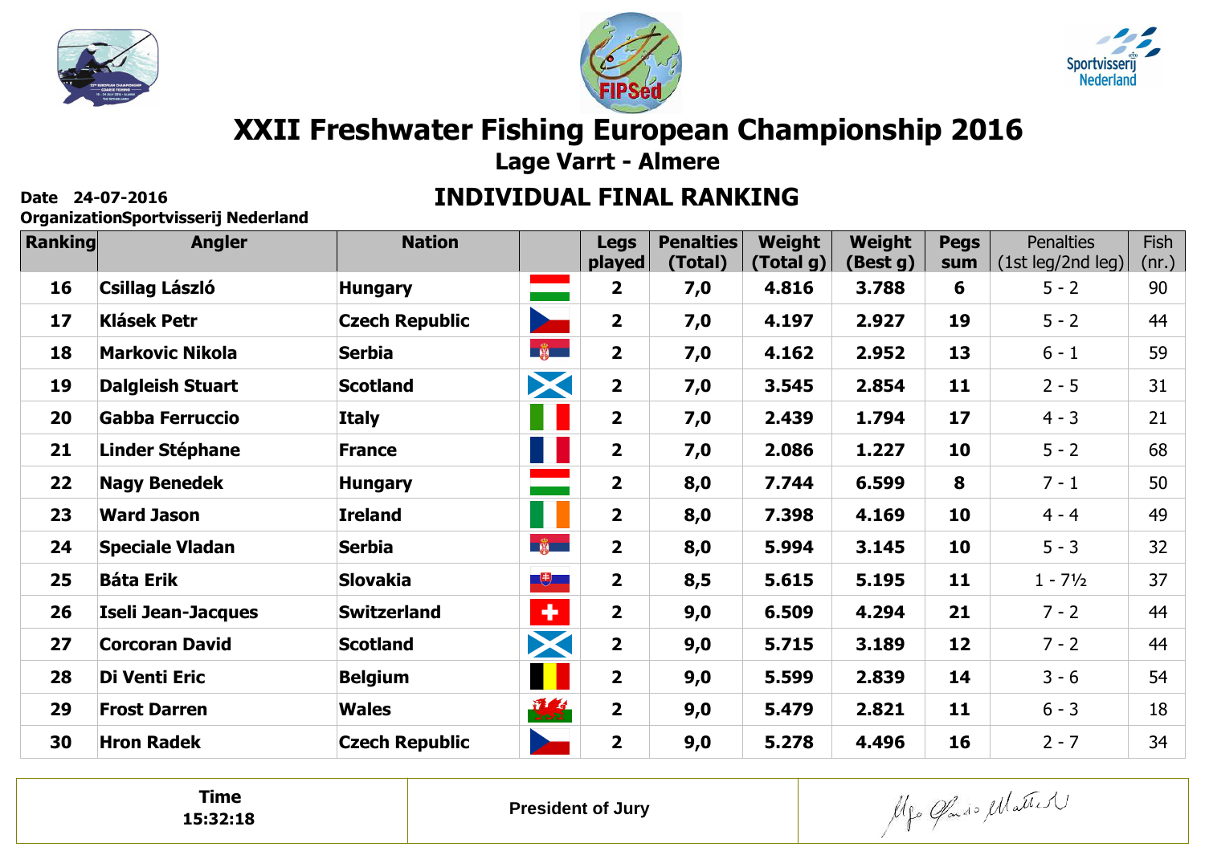# XXII Freshwater Fishing European Championship 2016

## Lage Varrt - Almere

**Date 24-07-2016**
**OrganizationSportvisserij Nederland**

## INDIVIDUAL FINAL RANKING

| Ranking | Angler | Nation | | Legs played | Penalties (Total) | Weight (Total g) | Weight (Best g) | Pegs sum | Penalties (1st leg/2nd leg) | Fish (nr.) |
|---|---|---|---|---|---|---|---|---|---|---|
| 16 | Csillag László | Hungary | | 2 | 7,0 | 4.816 | 3.788 | 6 | 5 - 2 | 90 |
| 17 | Klásek Petr | Czech Republic | | 2 | 7,0 | 4.197 | 2.927 | 19 | 5 - 2 | 44 |
| 18 | Markovic Nikola | Serbia | | 2 | 7,0 | 4.162 | 2.952 | 13 | 6 - 1 | 59 |
| 19 | Dalgleish Stuart | Scotland | | 2 | 7,0 | 3.545 | 2.854 | 11 | 2 - 5 | 31 |
| 20 | Gabba Ferruccio | Italy | | 2 | 7,0 | 2.439 | 1.794 | 17 | 4 - 3 | 21 |
| 21 | Linder Stéphane | France | | 2 | 7,0 | 2.086 | 1.227 | 10 | 5 - 2 | 68 |
| 22 | Nagy Benedek | Hungary | | 2 | 8,0 | 7.744 | 6.599 | 8 | 7 - 1 | 50 |
| 23 | Ward Jason | Ireland | | 2 | 8,0 | 7.398 | 4.169 | 10 | 4 - 4 | 49 |
| 24 | Speciale Vladan | Serbia | | 2 | 8,0 | 5.994 | 3.145 | 10 | 5 - 3 | 32 |
| 25 | Báta Erik | Slovakia | | 2 | 8,5 | 5.615 | 5.195 | 11 | 1 - 7½ | 37 |
| 26 | Iseli Jean-Jacques | Switzerland | | 2 | 9,0 | 6.509 | 4.294 | 21 | 7 - 2 | 44 |
| 27 | Corcoran David | Scotland | | 2 | 9,0 | 5.715 | 3.189 | 12 | 7 - 2 | 44 |
| 28 | Di Venti Eric | Belgium | | 2 | 9,0 | 5.599 | 2.839 | 14 | 3 - 6 | 54 |
| 29 | Frost Darren | Wales | | 2 | 9,0 | 5.479 | 2.821 | 11 | 6 - 3 | 18 |
| 30 | Hron Radek | Czech Republic | | 2 | 9,0 | 5.278 | 4.496 | 16 | 2 - 7 | 34 |

| Time 15:32:18 | President of Jury | |
|---|---|---|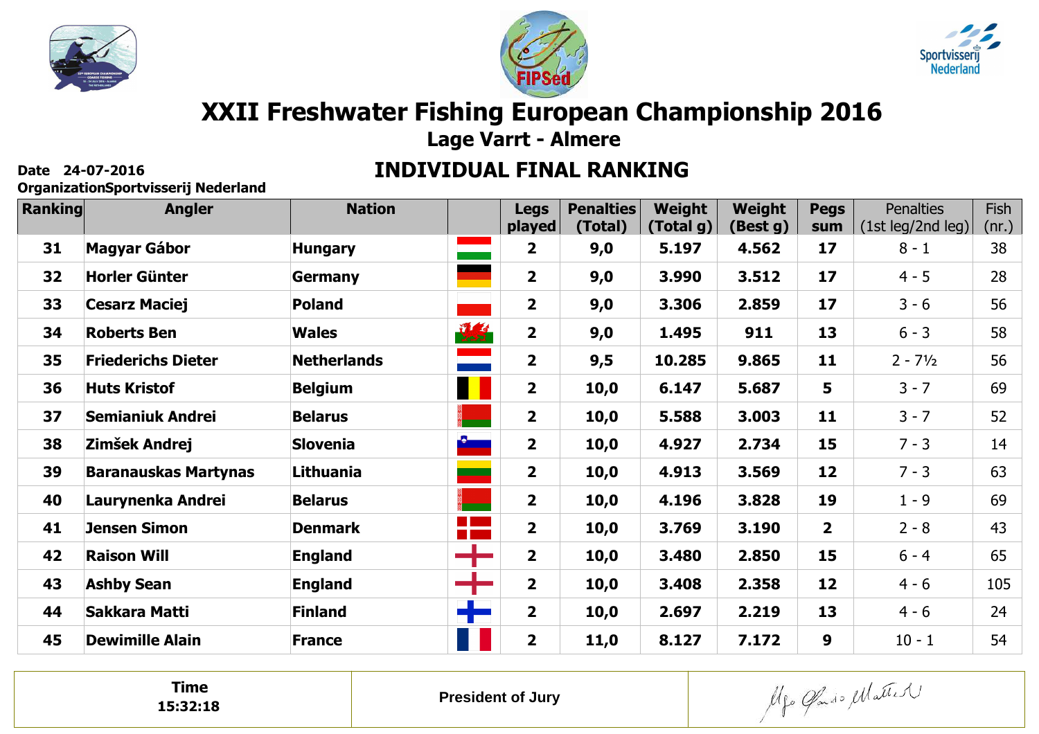# XXII Freshwater Fishing European Championship 2016

## Lage Varrt - Almere

**Date 24-07-2016**

**OrganizationSportvisserij Nederland**

## INDIVIDUAL FINAL RANKING

| Ranking | Angler | Nation | | Legs played | Penalties (Total) | Weight (Total g) | Weight (Best g) | Pegs sum | Penalties (1st leg/2nd leg) | Fish (nr.) |
|---|---|---|---|---|---|---|---|---|---|---|
| 31 | Magyar Gábor | Hungary | | 2 | 9,0 | 5.197 | 4.562 | 17 | 8 - 1 | 38 |
| 32 | Horler Günter | Germany | | 2 | 9,0 | 3.990 | 3.512 | 17 | 4 - 5 | 28 |
| 33 | Cesarz Maciej | Poland | | 2 | 9,0 | 3.306 | 2.859 | 17 | 3 - 6 | 56 |
| 34 | Roberts Ben | Wales | | 2 | 9,0 | 1.495 | 911 | 13 | 6 - 3 | 58 |
| 35 | Friederichs Dieter | Netherlands | | 2 | 9,5 | 10.285 | 9.865 | 11 | 2 - 7½ | 56 |
| 36 | Huts Kristof | Belgium | | 2 | 10,0 | 6.147 | 5.687 | 5 | 3 - 7 | 69 |
| 37 | Semianiuk Andrei | Belarus | | 2 | 10,0 | 5.588 | 3.003 | 11 | 3 - 7 | 52 |
| 38 | Zimšek Andrej | Slovenia | | 2 | 10,0 | 4.927 | 2.734 | 15 | 7 - 3 | 14 |
| 39 | Baranauskas Martynas | Lithuania | | 2 | 10,0 | 4.913 | 3.569 | 12 | 7 - 3 | 63 |
| 40 | Laurynenka Andrei | Belarus | | 2 | 10,0 | 4.196 | 3.828 | 19 | 1 - 9 | 69 |
| 41 | Jensen Simon | Denmark | | 2 | 10,0 | 3.769 | 3.190 | 2 | 2 - 8 | 43 |
| 42 | Raison Will | England | | 2 | 10,0 | 3.480 | 2.850 | 15 | 6 - 4 | 65 |
| 43 | Ashby Sean | England | | 2 | 10,0 | 3.408 | 2.358 | 12 | 4 - 6 | 105 |
| 44 | Sakkara Matti | Finland | | 2 | 10,0 | 2.697 | 2.219 | 13 | 4 - 6 | 24 |
| 45 | Dewimille Alain | France | | 2 | 11,0 | 8.127 | 7.172 | 9 | 10 - 1 | 54 |

| Time 15:32:18 | President of Jury | |
|---|---|---|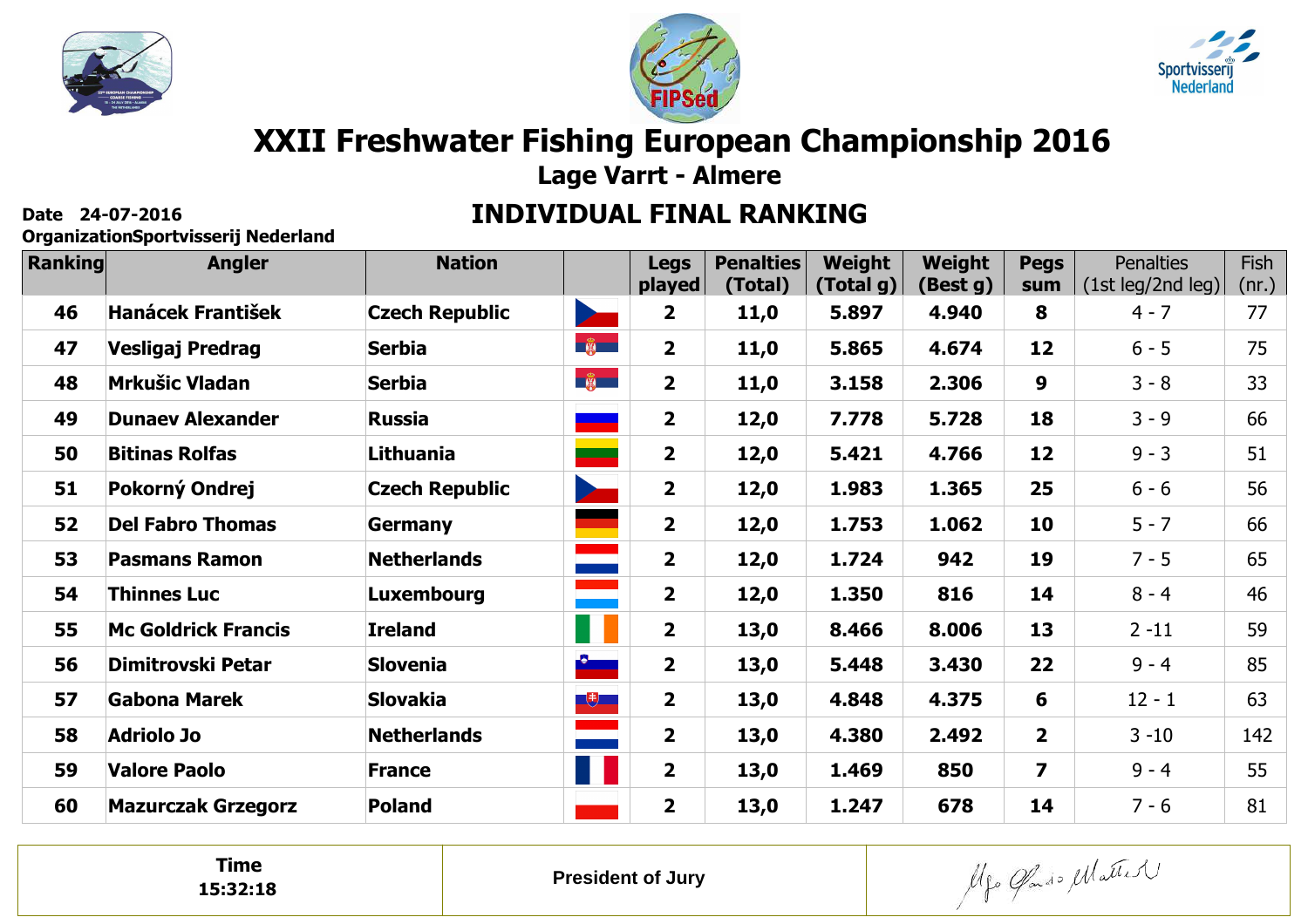# XXII Freshwater Fishing European Championship 2016

## Lage Varrt - Almere

**Date 24-07-2016**

**OrganizationSportvisserij Nederland**

## INDIVIDUAL FINAL RANKING

| Ranking | Angler | Nation | | Legs played | Penalties (Total) | Weight (Total g) | Weight (Best g) | Pegs sum | Penalties (1st leg/2nd leg) | Fish (nr.) |
|---|---|---|---|---|---|---|---|---|---|---|
| 46 | Hanácek František | Czech Republic | | 2 | 11,0 | 5.897 | 4.940 | 8 | 4 - 7 | 77 |
| 47 | Vesligaj Predrag | Serbia | | 2 | 11,0 | 5.865 | 4.674 | 12 | 6 - 5 | 75 |
| 48 | Mrkušic Vladan | Serbia | | 2 | 11,0 | 3.158 | 2.306 | 9 | 3 - 8 | 33 |
| 49 | Dunaev Alexander | Russia | | 2 | 12,0 | 7.778 | 5.728 | 18 | 3 - 9 | 66 |
| 50 | Bitinas Rolfas | Lithuania | | 2 | 12,0 | 5.421 | 4.766 | 12 | 9 - 3 | 51 |
| 51 | Pokorný Ondrej | Czech Republic | | 2 | 12,0 | 1.983 | 1.365 | 25 | 6 - 6 | 56 |
| 52 | Del Fabro Thomas | Germany | | 2 | 12,0 | 1.753 | 1.062 | 10 | 5 - 7 | 66 |
| 53 | Pasmans Ramon | Netherlands | | 2 | 12,0 | 1.724 | 942 | 19 | 7 - 5 | 65 |
| 54 | Thinnes Luc | Luxembourg | | 2 | 12,0 | 1.350 | 816 | 14 | 8 - 4 | 46 |
| 55 | Mc Goldrick Francis | Ireland | | 2 | 13,0 | 8.466 | 8.006 | 13 | 2 -11 | 59 |
| 56 | Dimitrovski Petar | Slovenia | | 2 | 13,0 | 5.448 | 3.430 | 22 | 9 - 4 | 85 |
| 57 | Gabona Marek | Slovakia | | 2 | 13,0 | 4.848 | 4.375 | 6 | 12 - 1 | 63 |
| 58 | Adriolo Jo | Netherlands | | 2 | 13,0 | 4.380 | 2.492 | 2 | 3 -10 | 142 |
| 59 | Valore Paolo | France | | 2 | 13,0 | 1.469 | 850 | 7 | 9 - 4 | 55 |
| 60 | Mazurczak Grzegorz | Poland | | 2 | 13,0 | 1.247 | 678 | 14 | 7 - 6 | 81 |

| Time 15:32:18 | President of Jury | |
|---|---|---|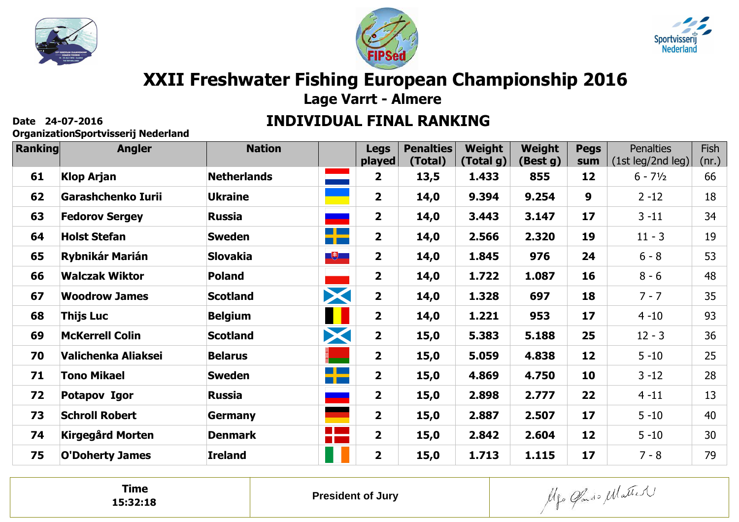# XXII Freshwater Fishing European Championship 2016

## Lage Varrt - Almere

**Date 24-07-2016**

**OrganizationSportvisserij Nederland**

## INDIVIDUAL FINAL RANKING

| Ranking | Angler | Nation | | Legs played | Penalties (Total) | Weight (Total g) | Weight (Best g) | Pegs sum | Penalties (1st leg/2nd leg) | Fish (nr.) |
|---|---|---|---|---|---|---|---|---|---|---|
| 61 | Klop Arjan | Netherlands | | 2 | 13,5 | 1.433 | 855 | 12 | 6 - 7½ | 66 |
| 62 | Garashchenko Iurii | Ukraine | | 2 | 14,0 | 9.394 | 9.254 | 9 | 2 -12 | 18 |
| 63 | Fedorov Sergey | Russia | | 2 | 14,0 | 3.443 | 3.147 | 17 | 3 -11 | 34 |
| 64 | Holst Stefan | Sweden | | 2 | 14,0 | 2.566 | 2.320 | 19 | 11 - 3 | 19 |
| 65 | Rybnikár Marián | Slovakia | | 2 | 14,0 | 1.845 | 976 | 24 | 6 - 8 | 53 |
| 66 | Walczak Wiktor | Poland | | 2 | 14,0 | 1.722 | 1.087 | 16 | 8 - 6 | 48 |
| 67 | Woodrow James | Scotland | | 2 | 14,0 | 1.328 | 697 | 18 | 7 - 7 | 35 |
| 68 | Thijs Luc | Belgium | | 2 | 14,0 | 1.221 | 953 | 17 | 4 -10 | 93 |
| 69 | McKerrell Colin | Scotland | | 2 | 15,0 | 5.383 | 5.188 | 25 | 12 - 3 | 36 |
| 70 | Valichenka Aliaksei | Belarus | | 2 | 15,0 | 5.059 | 4.838 | 12 | 5 -10 | 25 |
| 71 | Tono Mikael | Sweden | | 2 | 15,0 | 4.869 | 4.750 | 10 | 3 -12 | 28 |
| 72 | Potapov Igor | Russia | | 2 | 15,0 | 2.898 | 2.777 | 22 | 4 -11 | 13 |
| 73 | Schroll Robert | Germany | | 2 | 15,0 | 2.887 | 2.507 | 17 | 5 -10 | 40 |
| 74 | Kirgegård Morten | Denmark | | 2 | 15,0 | 2.842 | 2.604 | 12 | 5 -10 | 30 |
| 75 | O'Doherty James | Ireland | | 2 | 15,0 | 1.713 | 1.115 | 17 | 7 - 8 | 79 |

| Time 15:32:18 | President of Jury | |
|---|---|---|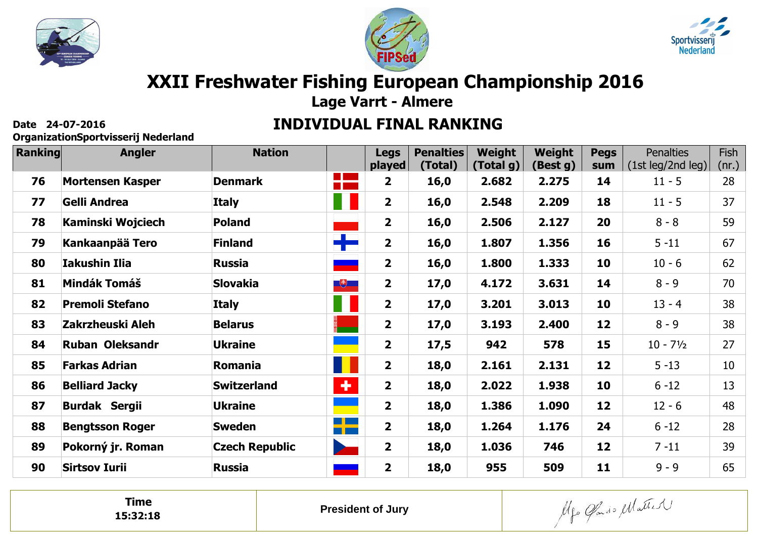# XXII Freshwater Fishing European Championship 2016

## Lage Varrt - Almere

**Date 24-07-2016**
**OrganizationSportvisserij Nederland**

## INDIVIDUAL FINAL RANKING

| Ranking | Angler | Nation | | Legs played | Penalties (Total) | Weight (Total g) | Weight (Best g) | Pegs sum | Penalties (1st leg/2nd leg) | Fish (nr.) |
|---|---|---|---|---|---|---|---|---|---|---|
| 76 | Mortensen Kasper | Denmark | | 2 | 16,0 | 2.682 | 2.275 | 14 | 11 - 5 | 28 |
| 77 | Gelli Andrea | Italy | | 2 | 16,0 | 2.548 | 2.209 | 18 | 11 - 5 | 37 |
| 78 | Kaminski Wojciech | Poland | | 2 | 16,0 | 2.506 | 2.127 | 20 | 8 - 8 | 59 |
| 79 | Kankaanpää Tero | Finland | | 2 | 16,0 | 1.807 | 1.356 | 16 | 5 -11 | 67 |
| 80 | Iakushin Ilia | Russia | | 2 | 16,0 | 1.800 | 1.333 | 10 | 10 - 6 | 62 |
| 81 | Mindák Tomáš | Slovakia | | 2 | 17,0 | 4.172 | 3.631 | 14 | 8 - 9 | 70 |
| 82 | Premoli Stefano | Italy | | 2 | 17,0 | 3.201 | 3.013 | 10 | 13 - 4 | 38 |
| 83 | Zakrzheuski Aleh | Belarus | | 2 | 17,0 | 3.193 | 2.400 | 12 | 8 - 9 | 38 |
| 84 | Ruban Oleksandr | Ukraine | | 2 | 17,5 | 942 | 578 | 15 | 10 - 7½ | 27 |
| 85 | Farkas Adrian | Romania | | 2 | 18,0 | 2.161 | 2.131 | 12 | 5 -13 | 10 |
| 86 | Belliard Jacky | Switzerland | | 2 | 18,0 | 2.022 | 1.938 | 10 | 6 -12 | 13 |
| 87 | Burdak Sergii | Ukraine | | 2 | 18,0 | 1.386 | 1.090 | 12 | 12 - 6 | 48 |
| 88 | Bengtsson Roger | Sweden | | 2 | 18,0 | 1.264 | 1.176 | 24 | 6 -12 | 28 |
| 89 | Pokorný jr. Roman | Czech Republic | | 2 | 18,0 | 1.036 | 746 | 12 | 7 -11 | 39 |
| 90 | Sirtsov Iurii | Russia | | 2 | 18,0 | 955 | 509 | 11 | 9 - 9 | 65 |

| Time 15:32:18 | President of Jury | |
|---|---|---|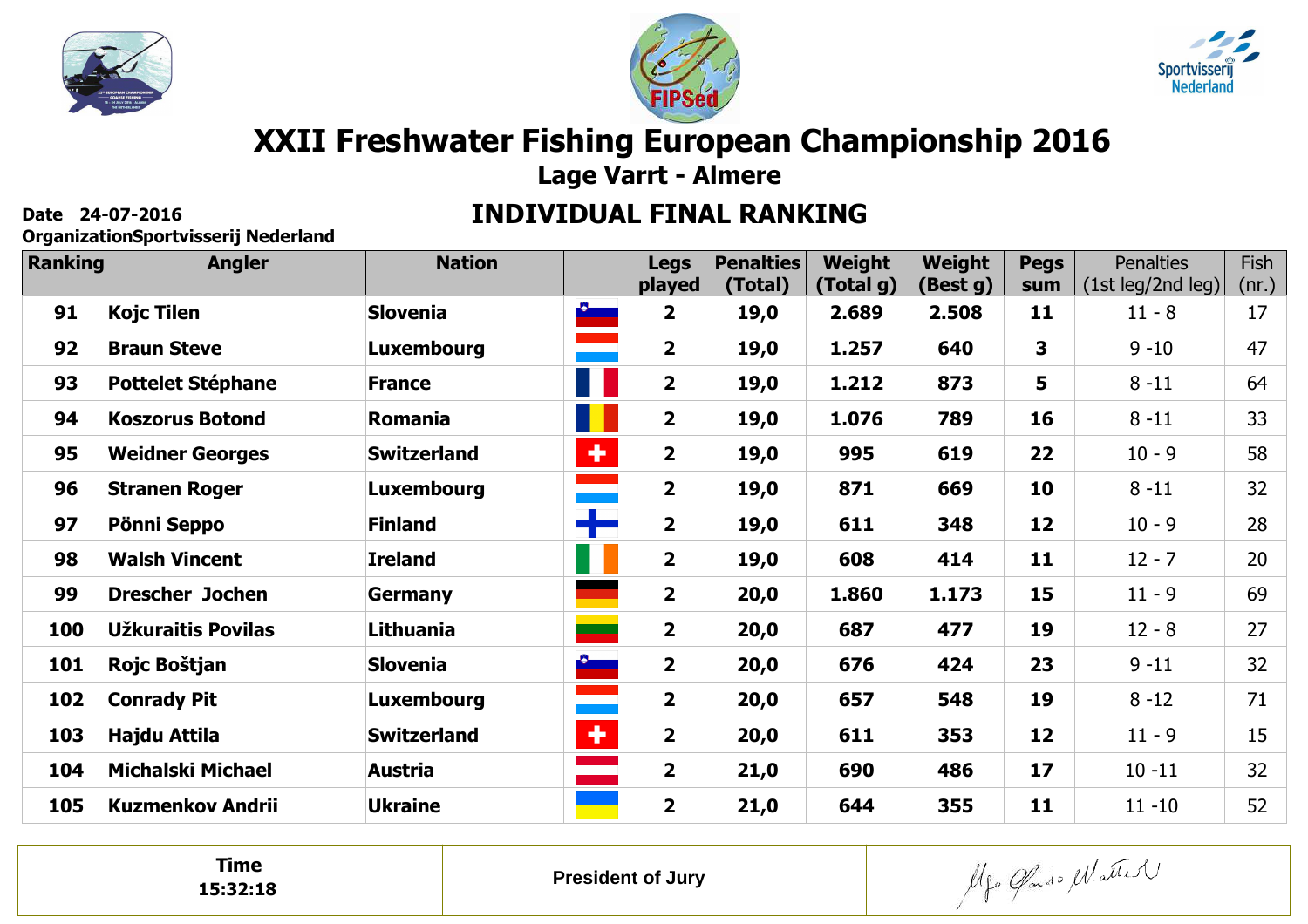# XXII Freshwater Fishing European Championship 2016

## Lage Varrt - Almere

**Date 24-07-2016**

**OrganizationSportvisserij Nederland**

## INDIVIDUAL FINAL RANKING

| Ranking | Angler | Nation | | Legs played | Penalties (Total) | Weight (Total g) | Weight (Best g) | Pegs sum | Penalties (1st leg/2nd leg) | Fish (nr.) |
|---|---|---|---|---|---|---|---|---|---|---|
| 91 | Kojc Tilen | Slovenia | | 2 | 19,0 | 2.689 | 2.508 | 11 | 11 - 8 | 17 |
| 92 | Braun Steve | Luxembourg | | 2 | 19,0 | 1.257 | 640 | 3 | 9 -10 | 47 |
| 93 | Pottelet Stéphane | France | | 2 | 19,0 | 1.212 | 873 | 5 | 8 -11 | 64 |
| 94 | Koszorus Botond | Romania | | 2 | 19,0 | 1.076 | 789 | 16 | 8 -11 | 33 |
| 95 | Weidner Georges | Switzerland | | 2 | 19,0 | 995 | 619 | 22 | 10 - 9 | 58 |
| 96 | Stranen Roger | Luxembourg | | 2 | 19,0 | 871 | 669 | 10 | 8 -11 | 32 |
| 97 | Pönni Seppo | Finland | | 2 | 19,0 | 611 | 348 | 12 | 10 - 9 | 28 |
| 98 | Walsh Vincent | Ireland | | 2 | 19,0 | 608 | 414 | 11 | 12 - 7 | 20 |
| 99 | Drescher Jochen | Germany | | 2 | 20,0 | 1.860 | 1.173 | 15 | 11 - 9 | 69 |
| 100 | Užkuraitis Povilas | Lithuania | | 2 | 20,0 | 687 | 477 | 19 | 12 - 8 | 27 |
| 101 | Rojc Boštjan | Slovenia | | 2 | 20,0 | 676 | 424 | 23 | 9 -11 | 32 |
| 102 | Conrady Pit | Luxembourg | | 2 | 20,0 | 657 | 548 | 19 | 8 -12 | 71 |
| 103 | Hajdu Attila | Switzerland | | 2 | 20,0 | 611 | 353 | 12 | 11 - 9 | 15 |
| 104 | Michalski Michael | Austria | | 2 | 21,0 | 690 | 486 | 17 | 10 -11 | 32 |
| 105 | Kuzmenkov Andrii | Ukraine | | 2 | 21,0 | 644 | 355 | 11 | 11 -10 | 52 |

| Time 15:32:18 | President of Jury | |
|---|---|---|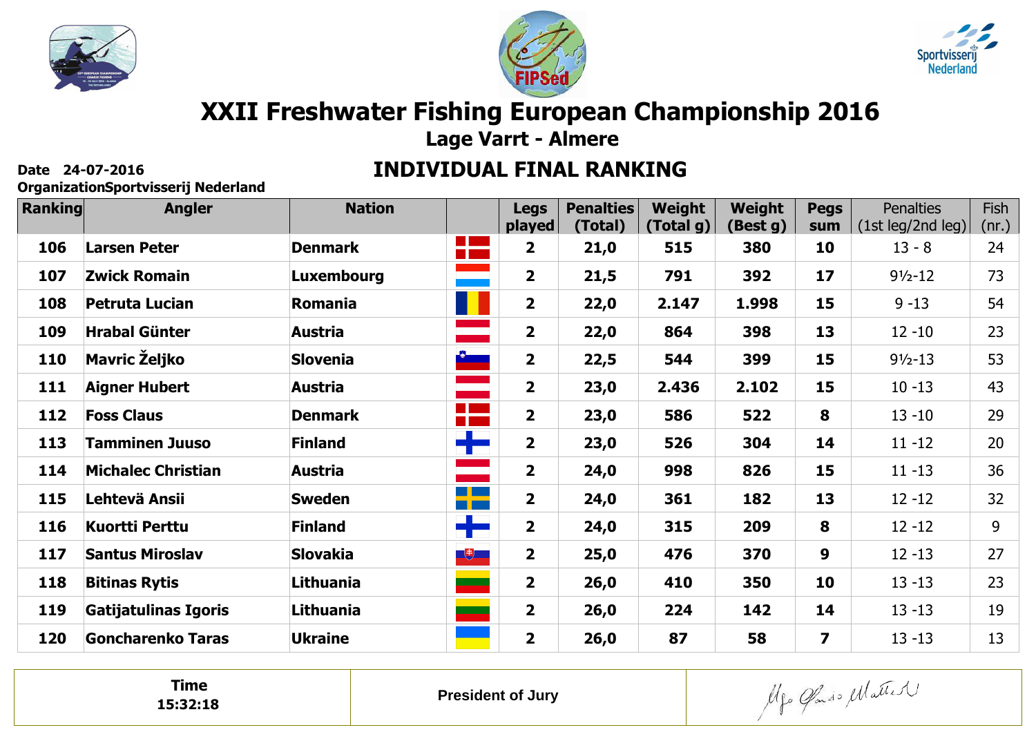# XXII Freshwater Fishing European Championship 2016

## Lage Varrt - Almere

**Date 24-07-2016**

**OrganizationSportvisserij Nederland**

## INDIVIDUAL FINAL RANKING

| Ranking | Angler | Nation | | Legs played | Penalties (Total) | Weight (Total g) | Weight (Best g) | Pegs sum | Penalties (1st leg/2nd leg) | Fish (nr.) |
|---|---|---|---|---|---|---|---|---|---|---|
| 106 | Larsen Peter | Denmark | | 2 | 21,0 | 515 | 380 | 10 | 13 - 8 | 24 |
| 107 | Zwick Romain | Luxembourg | | 2 | 21,5 | 791 | 392 | 17 | 9½-12 | 73 |
| 108 | Petruta Lucian | Romania | | 2 | 22,0 | 2.147 | 1.998 | 15 | 9 -13 | 54 |
| 109 | Hrabal Günter | Austria | | 2 | 22,0 | 864 | 398 | 13 | 12 -10 | 23 |
| 110 | Mavric Željko | Slovenia | | 2 | 22,5 | 544 | 399 | 15 | 9½-13 | 53 |
| 111 | Aigner Hubert | Austria | | 2 | 23,0 | 2.436 | 2.102 | 15 | 10 -13 | 43 |
| 112 | Foss Claus | Denmark | | 2 | 23,0 | 586 | 522 | 8 | 13 -10 | 29 |
| 113 | Tamminen Juuso | Finland | | 2 | 23,0 | 526 | 304 | 14 | 11 -12 | 20 |
| 114 | Michalec Christian | Austria | | 2 | 24,0 | 998 | 826 | 15 | 11 -13 | 36 |
| 115 | Lehtevä Ansii | Sweden | | 2 | 24,0 | 361 | 182 | 13 | 12 -12 | 32 |
| 116 | Kuortti Perttu | Finland | | 2 | 24,0 | 315 | 209 | 8 | 12 -12 | 9 |
| 117 | Santus Miroslav | Slovakia | | 2 | 25,0 | 476 | 370 | 9 | 12 -13 | 27 |
| 118 | Bitinas Rytis | Lithuania | | 2 | 26,0 | 410 | 350 | 10 | 13 -13 | 23 |
| 119 | Gatijatulinas Igoris | Lithuania | | 2 | 26,0 | 224 | 142 | 14 | 13 -13 | 19 |
| 120 | Goncharenko Taras | Ukraine | | 2 | 26,0 | 87 | 58 | 7 | 13 -13 | 13 |

| Time 15:32:18 | President of Jury | |
|---|---|---|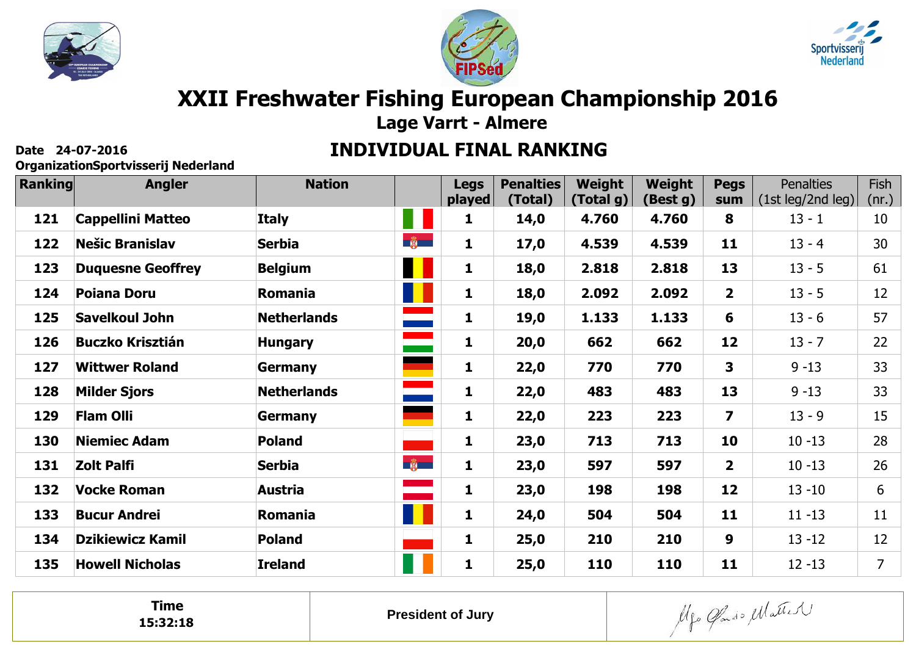# XXII Freshwater Fishing European Championship 2016

## Lage Varrt - Almere

**Date** 24-07-2016

**Organization** Sportvisserij Nederland

## INDIVIDUAL FINAL RANKING

| Ranking | Angler | Nation | | Legs played | Penalties (Total) | Weight (Total g) | Weight (Best g) | Pegs sum | Penalties (1st leg/2nd leg) | Fish (nr.) |
|---|---|---|---|---|---|---|---|---|---|---|
| 121 | Cappellini Matteo | Italy | | 1 | 14,0 | 4.760 | 4.760 | 8 | 13 - 1 | 10 |
| 122 | Nešic Branislav | Serbia | | 1 | 17,0 | 4.539 | 4.539 | 11 | 13 - 4 | 30 |
| 123 | Duquesne Geoffrey | Belgium | | 1 | 18,0 | 2.818 | 2.818 | 13 | 13 - 5 | 61 |
| 124 | Poiana Doru | Romania | | 1 | 18,0 | 2.092 | 2.092 | 2 | 13 - 5 | 12 |
| 125 | Savelkoul John | Netherlands | | 1 | 19,0 | 1.133 | 1.133 | 6 | 13 - 6 | 57 |
| 126 | Buczko Krisztián | Hungary | | 1 | 20,0 | 662 | 662 | 12 | 13 - 7 | 22 |
| 127 | Wittwer Roland | Germany | | 1 | 22,0 | 770 | 770 | 3 | 9 -13 | 33 |
| 128 | Milder Sjors | Netherlands | | 1 | 22,0 | 483 | 483 | 13 | 9 -13 | 33 |
| 129 | Flam Olli | Germany | | 1 | 22,0 | 223 | 223 | 7 | 13 - 9 | 15 |
| 130 | Niemiec Adam | Poland | | 1 | 23,0 | 713 | 713 | 10 | 10 -13 | 28 |
| 131 | Zolt Palfi | Serbia | | 1 | 23,0 | 597 | 597 | 2 | 10 -13 | 26 |
| 132 | Vocke Roman | Austria | | 1 | 23,0 | 198 | 198 | 12 | 13 -10 | 6 |
| 133 | Bucur Andrei | Romania | | 1 | 24,0 | 504 | 504 | 11 | 11 -13 | 11 |
| 134 | Dzikiewicz Kamil | Poland | | 1 | 25,0 | 210 | 210 | 9 | 13 -12 | 12 |
| 135 | Howell Nicholas | Ireland | | 1 | 25,0 | 110 | 110 | 11 | 12 -13 | 7 |

| Time 15:32:18 | President of Jury | |
|---|---|---|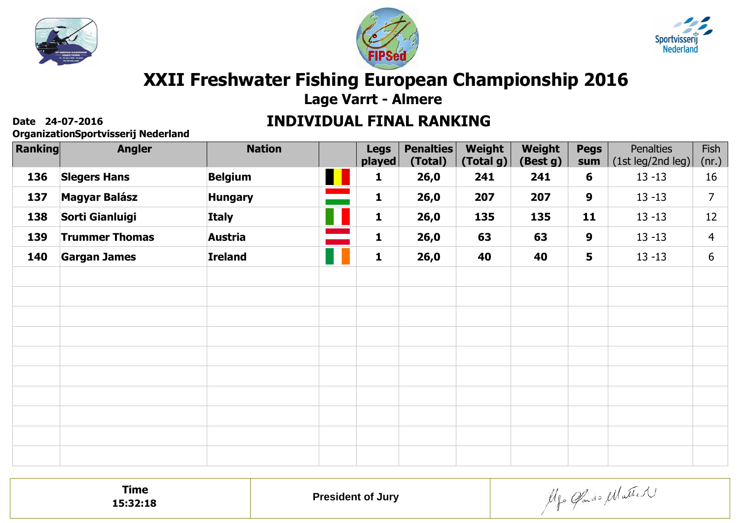# XXII Freshwater Fishing European Championship 2016

## Lage Varrt - Almere

**Date 24-07-2016**

**OrganizationSportvisserij Nederland**

## INDIVIDUAL FINAL RANKING

| Ranking | Angler | Nation | | Legs played | Penalties (Total) | Weight (Total g) | Weight (Best g) | Pegs sum | Penalties (1st leg/2nd leg) | Fish (nr.) |
|---|---|---|---|---|---|---|---|---|---|---|
| **136** | **Slegers Hans** | **Belgium** | | **1** | **26,0** | **241** | **241** | **6** | 13 -13 | 16 |
| **137** | **Magyar Balász** | **Hungary** | | **1** | **26,0** | **207** | **207** | **9** | 13 -13 | 7 |
| **138** | **Sorti Gianluigi** | **Italy** | | **1** | **26,0** | **135** | **135** | **11** | 13 -13 | 12 |
| **139** | **Trummer Thomas** | **Austria** | | **1** | **26,0** | **63** | **63** | **9** | 13 -13 | 4 |
| **140** | **Gargan James** | **Ireland** | | **1** | **26,0** | **40** | **40** | **5** | 13 -13 | 6 |

| Time | President of Jury | |
|---|---|---|
| **15:32:18** | | |